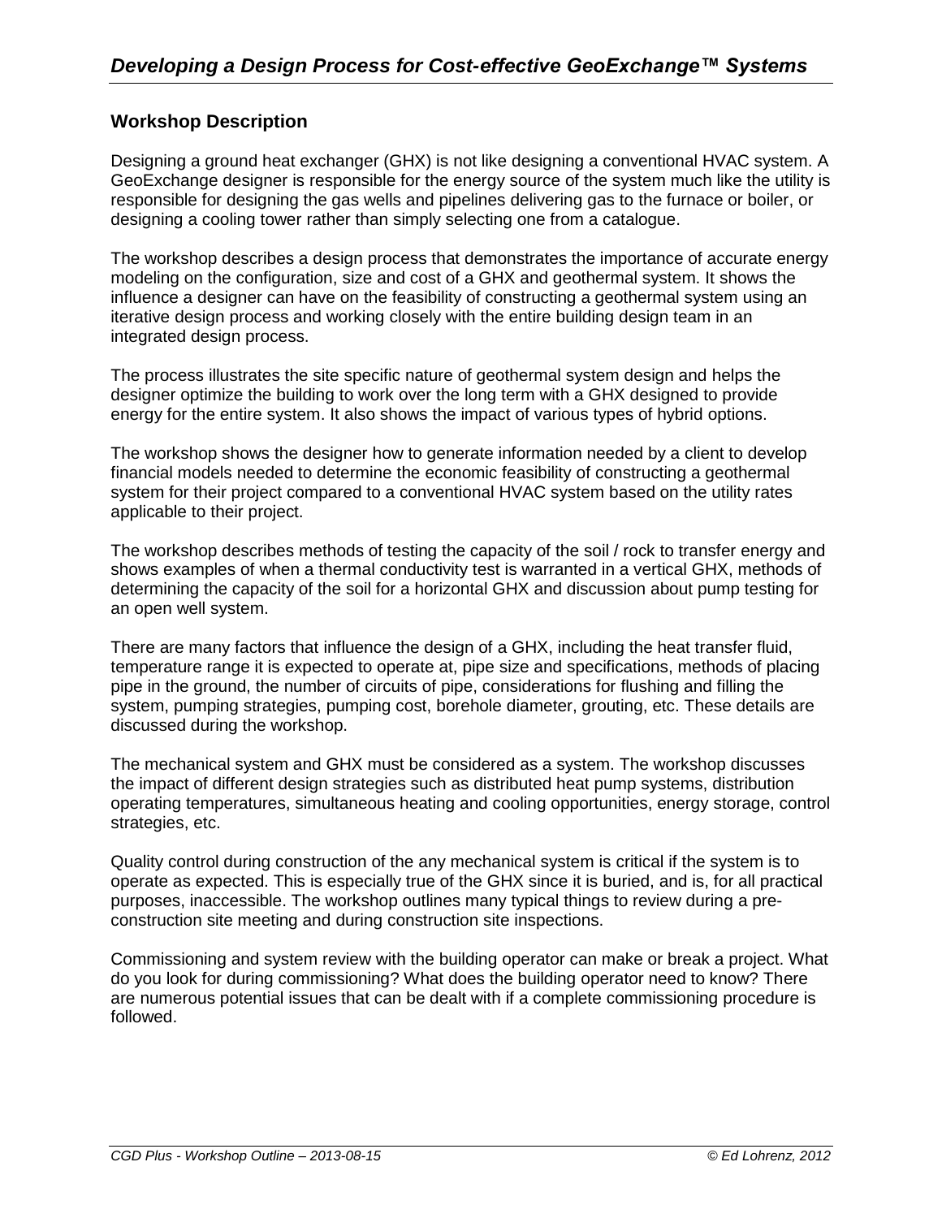# Developing a Design Process for Cost-effective GeoExchange™ Systems

## Workshop Description

Designing a ground heat exchanger (GHX) is not like designing a conventional HVAC system. A GeoExchange designer is responsible for the energy source of the system much like the utility is responsible for designing the gas wells and pipelines delivering gas to the furnace or boiler, or designing a cooling tower rather than simply selecting one from a catalogue.

The workshop describes a design process that demonstrates the importance of accurate energy modeling on the configuration, size and cost of a GHX and geothermal system. It shows the influence a designer can have on the feasibility of constructing a geothermal system using an iterative design process and working closely with the entire building design team in an integrated design process.

The process illustrates the site specific nature of geothermal system design and helps the designer optimize the building to work over the long term with a GHX designed to provide energy for the entire system. It also shows the impact of various types of hybrid options.

The workshop shows the designer how to generate information needed by a client to develop financial models needed to determine the economic feasibility of constructing a geothermal system for their project compared to a conventional HVAC system based on the utility rates applicable to their project.

The workshop describes methods of testing the capacity of the soil / rock to transfer energy and shows examples of when a thermal conductivity test is warranted in a vertical GHX, methods of determining the capacity of the soil for a horizontal GHX and discussion about pump testing for an open well system.

There are many factors that influence the design of a GHX, including the heat transfer fluid, temperature range it is expected to operate at, pipe size and specifications, methods of placing pipe in the ground, the number of circuits of pipe, considerations for flushing and filling the system, pumping strategies, pumping cost, borehole diameter, grouting, etc. These details are discussed during the workshop.

The mechanical system and GHX must be considered as a system. The workshop discusses the impact of different design strategies such as distributed heat pump systems, distribution operating temperatures, simultaneous heating and cooling opportunities, energy storage, control strategies, etc.

Quality control during construction of the any mechanical system is critical if the system is to operate as expected. This is especially true of the GHX since it is buried, and is, for all practical purposes, inaccessible. The workshop outlines many typical things to review during a pre-construction site meeting and during construction site inspections.

Commissioning and system review with the building operator can make or break a project. What do you look for during commissioning? What does the building operator need to know? There are numerous potential issues that can be dealt with if a complete commissioning procedure is followed.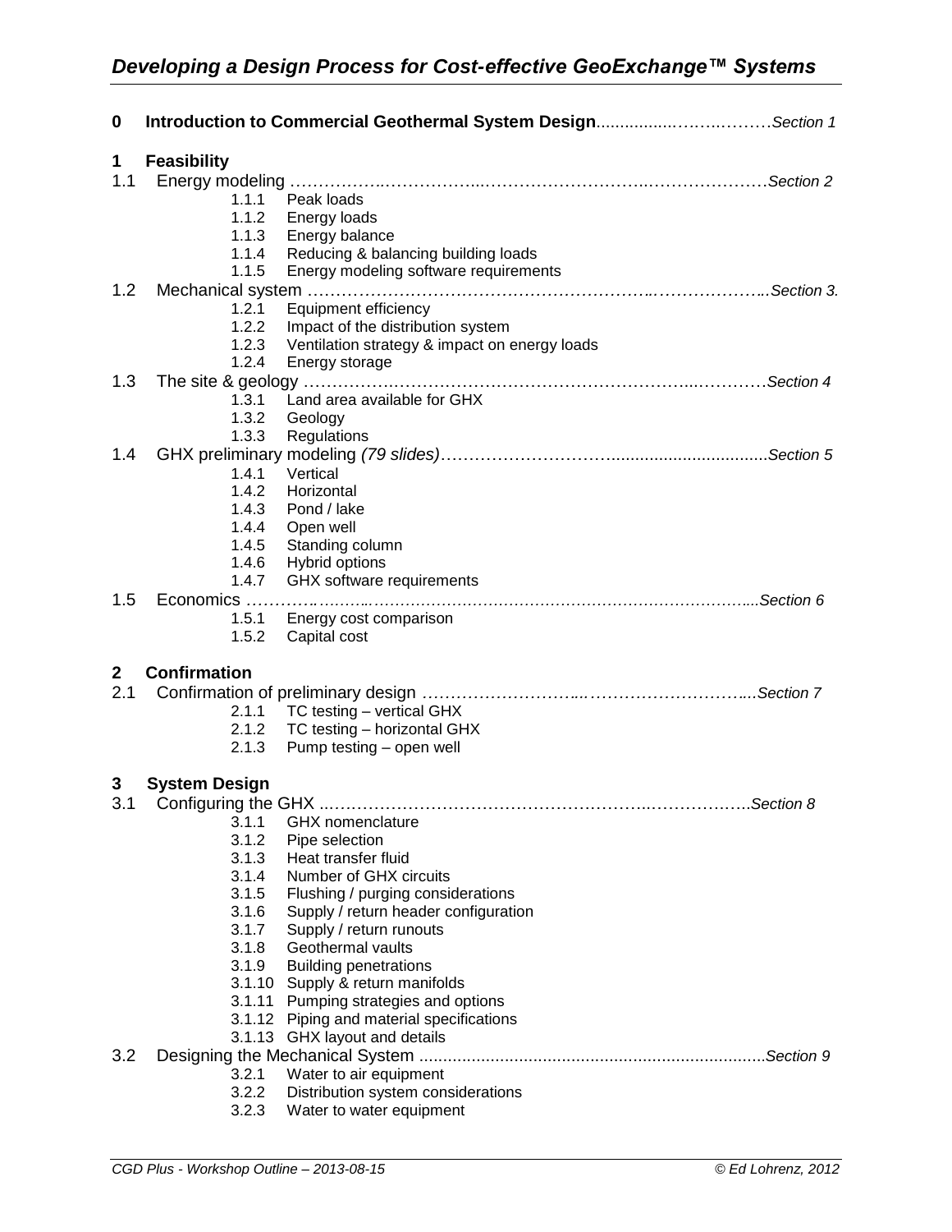**0 Introduction to Commercial Geothermal System Design** ........................................ *Section 1*

## 1 Feasibility

1.1 Energy modeling ........................................................................................ *Section 2*

- 1.1.1 Peak loads
- 1.1.2 Energy loads
- 1.1.3 Energy balance
- 1.1.4 Reducing & balancing building loads
- 1.1.5 Energy modeling software requirements

1.2 Mechanical system ..................................................................................... *Section 3.*

- 1.2.1 Equipment efficiency
- 1.2.2 Impact of the distribution system
- 1.2.3 Ventilation strategy & impact on energy loads
- 1.2.4 Energy storage

1.3 The site & geology ..................................................................................... *Section 4*

- 1.3.1 Land area available for GHX
- 1.3.2 Geology
- 1.3.3 Regulations

1.4 GHX preliminary modeling *(79 slides)* ........................................................ *Section 5*

- 1.4.1 Vertical
- 1.4.2 Horizontal
- 1.4.3 Pond / lake
- 1.4.4 Open well
- 1.4.5 Standing column
- 1.4.6 Hybrid options
- 1.4.7 GHX software requirements

1.5 Economics .................................................................................................. *Section 6*

- 1.5.1 Energy cost comparison
- 1.5.2 Capital cost

## 2 Confirmation

2.1 Confirmation of preliminary design ............................................................ *Section 7*

- 2.1.1 TC testing – vertical GHX
- 2.1.2 TC testing – horizontal GHX
- 2.1.3 Pump testing – open well

## 3 System Design

3.1 Configuring the GHX ................................................................................... *Section 8*

- 3.1.1 GHX nomenclature
- 3.1.2 Pipe selection
- 3.1.3 Heat transfer fluid
- 3.1.4 Number of GHX circuits
- 3.1.5 Flushing / purging considerations
- 3.1.6 Supply / return header configuration
- 3.1.7 Supply / return runouts
- 3.1.8 Geothermal vaults
- 3.1.9 Building penetrations
- 3.1.10 Supply & return manifolds
- 3.1.11 Pumping strategies and options
- 3.1.12 Piping and material specifications
- 3.1.13 GHX layout and details

3.2 Designing the Mechanical System .............................................................. *Section 9*

- 3.2.1 Water to air equipment
- 3.2.2 Distribution system considerations
- 3.2.3 Water to water equipment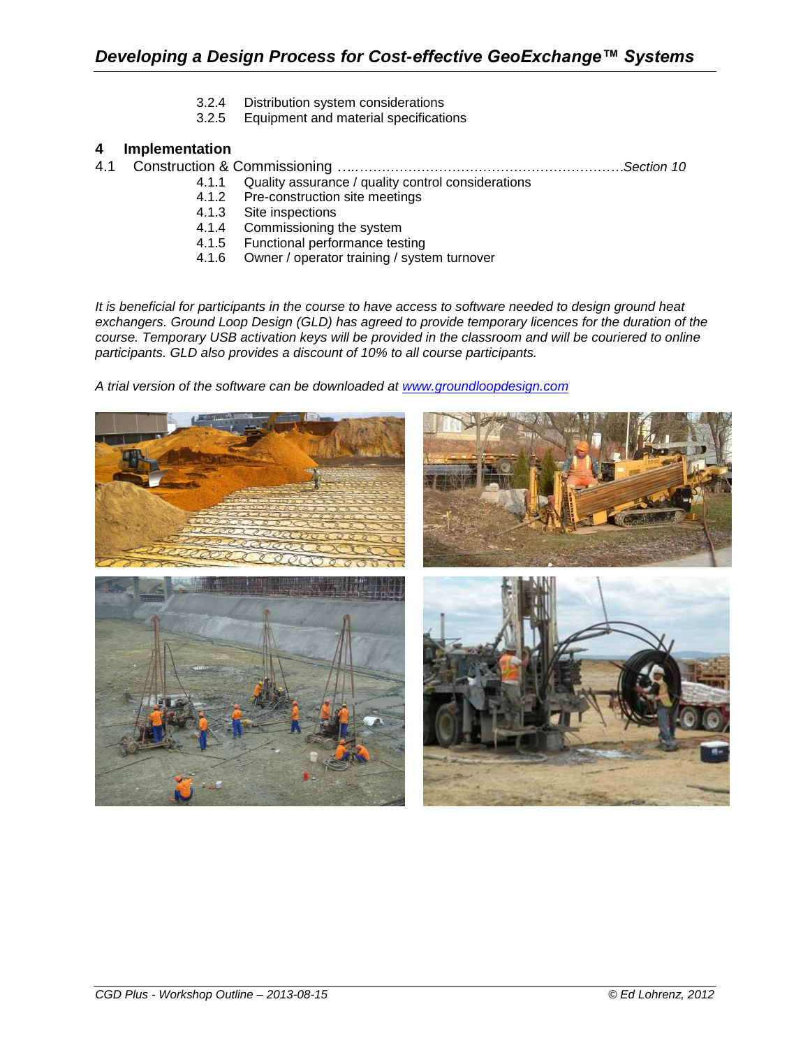3.2.4 Distribution system considerations
3.2.5 Equipment and material specifications

# 4 Implementation

4.1 Construction & Commissioning …..……………………………………………………*Section 10*

4.1.1 Quality assurance / quality control considerations
4.1.2 Pre-construction site meetings
4.1.3 Site inspections
4.1.4 Commissioning the system
4.1.5 Functional performance testing
4.1.6 Owner / operator training / system turnover

*It is beneficial for participants in the course to have access to software needed to design ground heat exchangers. Ground Loop Design (GLD) has agreed to provide temporary licences for the duration of the course. Temporary USB activation keys will be provided in the classroom and will be couriered to online participants. GLD also provides a discount of 10% to all course participants.*

*A trial version of the software can be downloaded at [www.groundloopdesign.com](www.groundloopdesign.com)*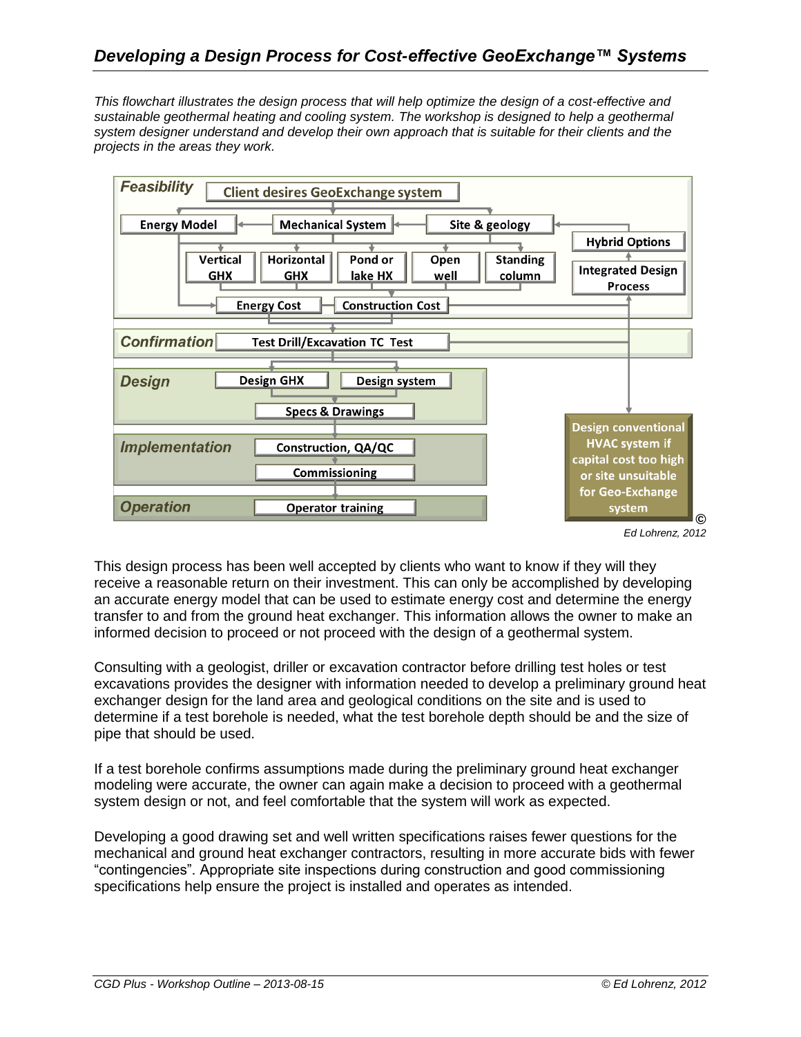## *Developing a Design Process for Cost-effective GeoExchange™ Systems*

*This flowchart illustrates the design process that will help optimize the design of a cost-effective and sustainable geothermal heating and cooling system. The workshop is designed to help a geothermal system designer understand and develop their own approach that is suitable for their clients and the projects in the areas they work.*

Feasibility
Client desires GeoExchange system
Energy Model
Mechanical System
Site & geology
Hybrid Options
Vertical GHX
Horizontal GHX
Pond or lake HX
Open well
Standing column
Integrated Design Process
Energy Cost
Construction Cost
Confirmation
Test Drill/Excavation TC Test
Design
Design GHX
Design system
Specs & Drawings
Implementation
Construction, QA/QC
Commissioning
Operation
Operator training
Design conventional HVAC system if capital cost too high or site unsuitable for Geo-Exchange system
©
*Ed Lohrenz, 2012*

This design process has been well accepted by clients who want to know if they will they receive a reasonable return on their investment. This can only be accomplished by developing an accurate energy model that can be used to estimate energy cost and determine the energy transfer to and from the ground heat exchanger. This information allows the owner to make an informed decision to proceed or not proceed with the design of a geothermal system.

Consulting with a geologist, driller or excavation contractor before drilling test holes or test excavations provides the designer with information needed to develop a preliminary ground heat exchanger design for the land area and geological conditions on the site and is used to determine if a test borehole is needed, what the test borehole depth should be and the size of pipe that should be used.

If a test borehole confirms assumptions made during the preliminary ground heat exchanger modeling were accurate, the owner can again make a decision to proceed with a geothermal system design or not, and feel comfortable that the system will work as expected.

Developing a good drawing set and well written specifications raises fewer questions for the mechanical and ground heat exchanger contractors, resulting in more accurate bids with fewer "contingencies". Appropriate site inspections during construction and good commissioning specifications help ensure the project is installed and operates as intended.